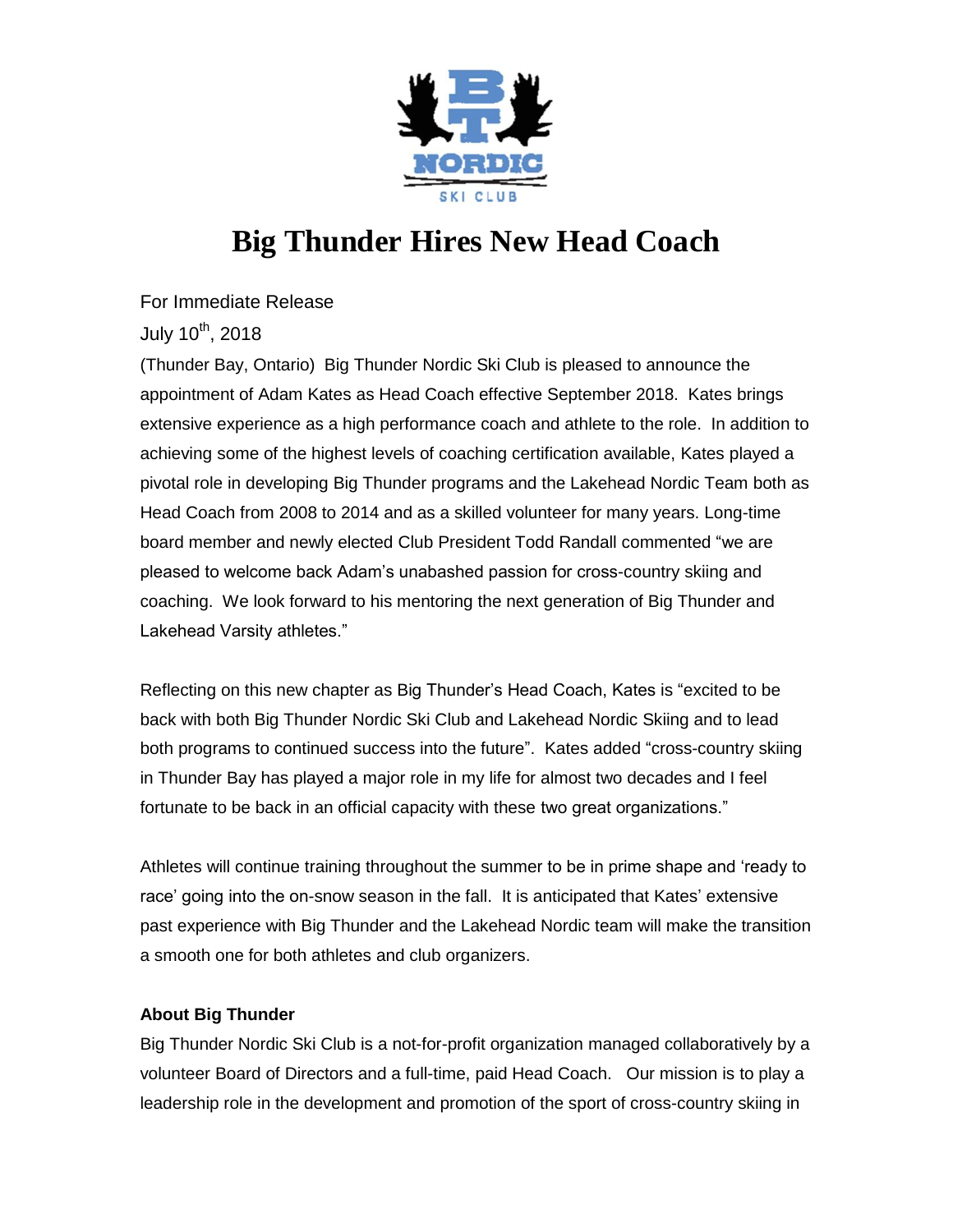# Big Thunder Hires New Head Coach

For Immediate Release

July 10th, 2018

(Thunder Bay, Ontario) Big Thunder Nordic Ski Club is pleased to announce the appointment of Adam Kates as Head Coach effective September 2018. Kates brings extensive experience as a high performance coach and athlete to the role. In addition to achieving some of the highest levels of coaching certification available, Kates played a pivotal role in developing Big Thunder programs and the Lakehead Nordic Team both as Head Coach from 2008 to 2014 and as a skilled volunteer for many years. Long-time board member and newly elected Club President Todd Randall commented "we are pleased to welcome back Adam's unabashed passion for cross-country skiing and coaching. We look forward to his mentoring the next generation of Big Thunder and Lakehead Varsity athletes."

Reflecting on this new chapter as Big Thunder's Head Coach, Kates is "excited to be back with both Big Thunder Nordic Ski Club and Lakehead Nordic Skiing and to lead both programs to continued success into the future". Kates added "cross-country skiing in Thunder Bay has played a major role in my life for almost two decades and I feel fortunate to be back in an official capacity with these two great organizations."

Athletes will continue training throughout the summer to be in prime shape and 'ready to race' going into the on-snow season in the fall. It is anticipated that Kates' extensive past experience with Big Thunder and the Lakehead Nordic team will make the transition a smooth one for both athletes and club organizers.

**About Big Thunder**

Big Thunder Nordic Ski Club is a not-for-profit organization managed collaboratively by a volunteer Board of Directors and a full-time, paid Head Coach. Our mission is to play a leadership role in the development and promotion of the sport of cross-country skiing in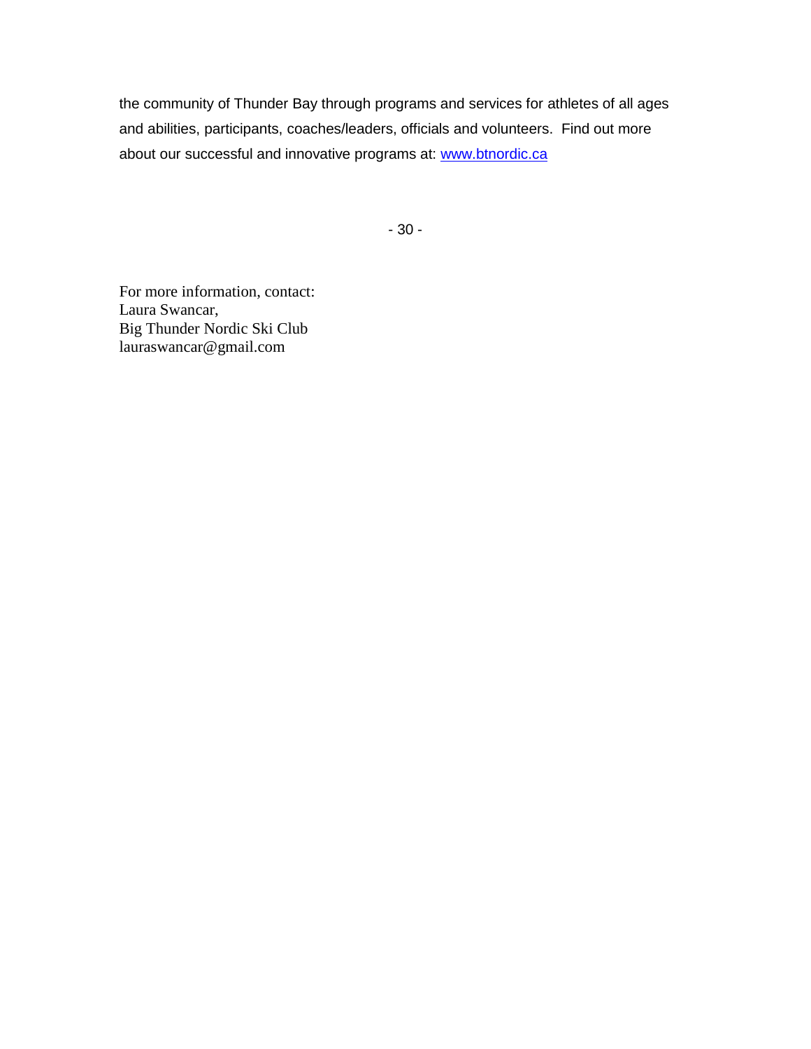the community of Thunder Bay through programs and services for athletes of all ages and abilities, participants, coaches/leaders, officials and volunteers. Find out more about our successful and innovative programs at: [www.btnordic.ca](http://www.btnordic.ca)

- 30 -

For more information, contact:
Laura Swancar,
Big Thunder Nordic Ski Club
lauraswancar@gmail.com